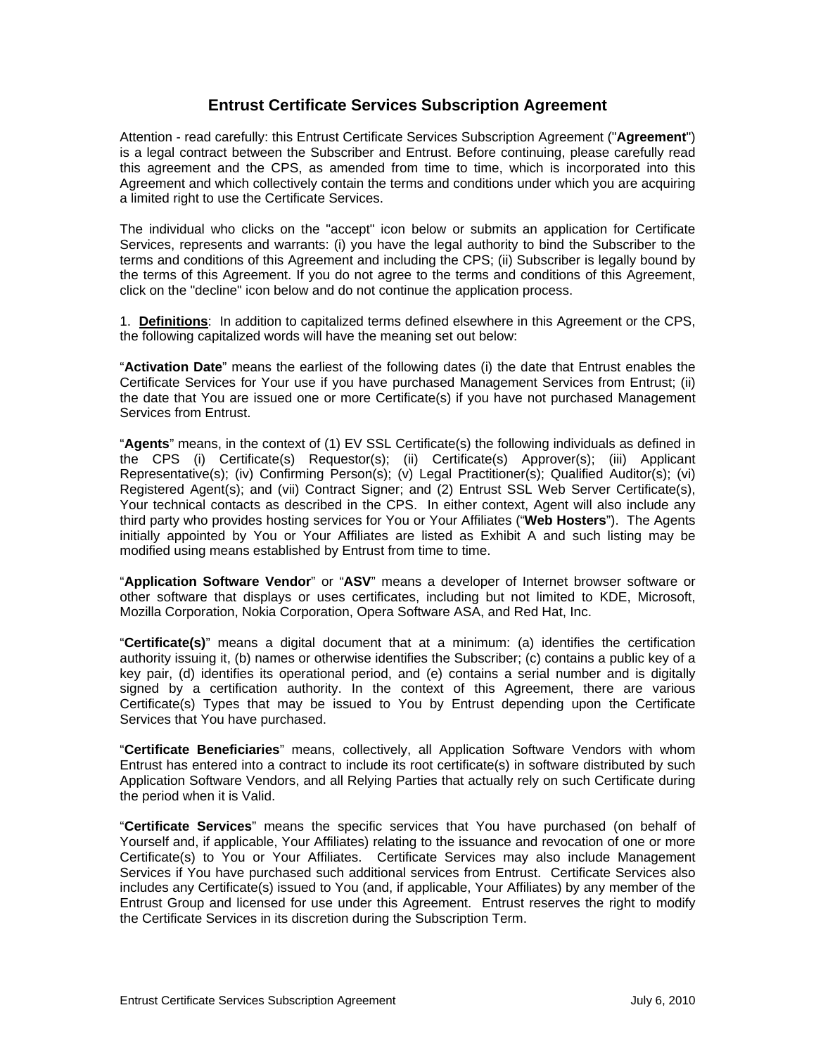# Entrust Certificate Services Subscription Agreement

Attention - read carefully: this Entrust Certificate Services Subscription Agreement ("**Agreement**") is a legal contract between the Subscriber and Entrust. Before continuing, please carefully read this agreement and the CPS, as amended from time to time, which is incorporated into this Agreement and which collectively contain the terms and conditions under which you are acquiring a limited right to use the Certificate Services.

The individual who clicks on the "accept" icon below or submits an application for Certificate Services, represents and warrants: (i) you have the legal authority to bind the Subscriber to the terms and conditions of this Agreement and including the CPS; (ii) Subscriber is legally bound by the terms of this Agreement. If you do not agree to the terms and conditions of this Agreement, click on the "decline" icon below and do not continue the application process.

1. **Definitions**: In addition to capitalized terms defined elsewhere in this Agreement or the CPS, the following capitalized words will have the meaning set out below:

"**Activation Date**" means the earliest of the following dates (i) the date that Entrust enables the Certificate Services for Your use if you have purchased Management Services from Entrust; (ii) the date that You are issued one or more Certificate(s) if you have not purchased Management Services from Entrust.

"**Agents**" means, in the context of (1) EV SSL Certificate(s) the following individuals as defined in the CPS (i) Certificate(s) Requestor(s); (ii) Certificate(s) Approver(s); (iii) Applicant Representative(s); (iv) Confirming Person(s); (v) Legal Practitioner(s); Qualified Auditor(s); (vi) Registered Agent(s); and (vii) Contract Signer; and (2) Entrust SSL Web Server Certificate(s), Your technical contacts as described in the CPS. In either context, Agent will also include any third party who provides hosting services for You or Your Affiliates ("**Web Hosters**"). The Agents initially appointed by You or Your Affiliates are listed as Exhibit A and such listing may be modified using means established by Entrust from time to time.

"**Application Software Vendor**" or "**ASV**" means a developer of Internet browser software or other software that displays or uses certificates, including but not limited to KDE, Microsoft, Mozilla Corporation, Nokia Corporation, Opera Software ASA, and Red Hat, Inc.

"**Certificate(s)**" means a digital document that at a minimum: (a) identifies the certification authority issuing it, (b) names or otherwise identifies the Subscriber; (c) contains a public key of a key pair, (d) identifies its operational period, and (e) contains a serial number and is digitally signed by a certification authority. In the context of this Agreement, there are various Certificate(s) Types that may be issued to You by Entrust depending upon the Certificate Services that You have purchased.

"**Certificate Beneficiaries**" means, collectively, all Application Software Vendors with whom Entrust has entered into a contract to include its root certificate(s) in software distributed by such Application Software Vendors, and all Relying Parties that actually rely on such Certificate during the period when it is Valid.

"**Certificate Services**" means the specific services that You have purchased (on behalf of Yourself and, if applicable, Your Affiliates) relating to the issuance and revocation of one or more Certificate(s) to You or Your Affiliates. Certificate Services may also include Management Services if You have purchased such additional services from Entrust. Certificate Services also includes any Certificate(s) issued to You (and, if applicable, Your Affiliates) by any member of the Entrust Group and licensed for use under this Agreement. Entrust reserves the right to modify the Certificate Services in its discretion during the Subscription Term.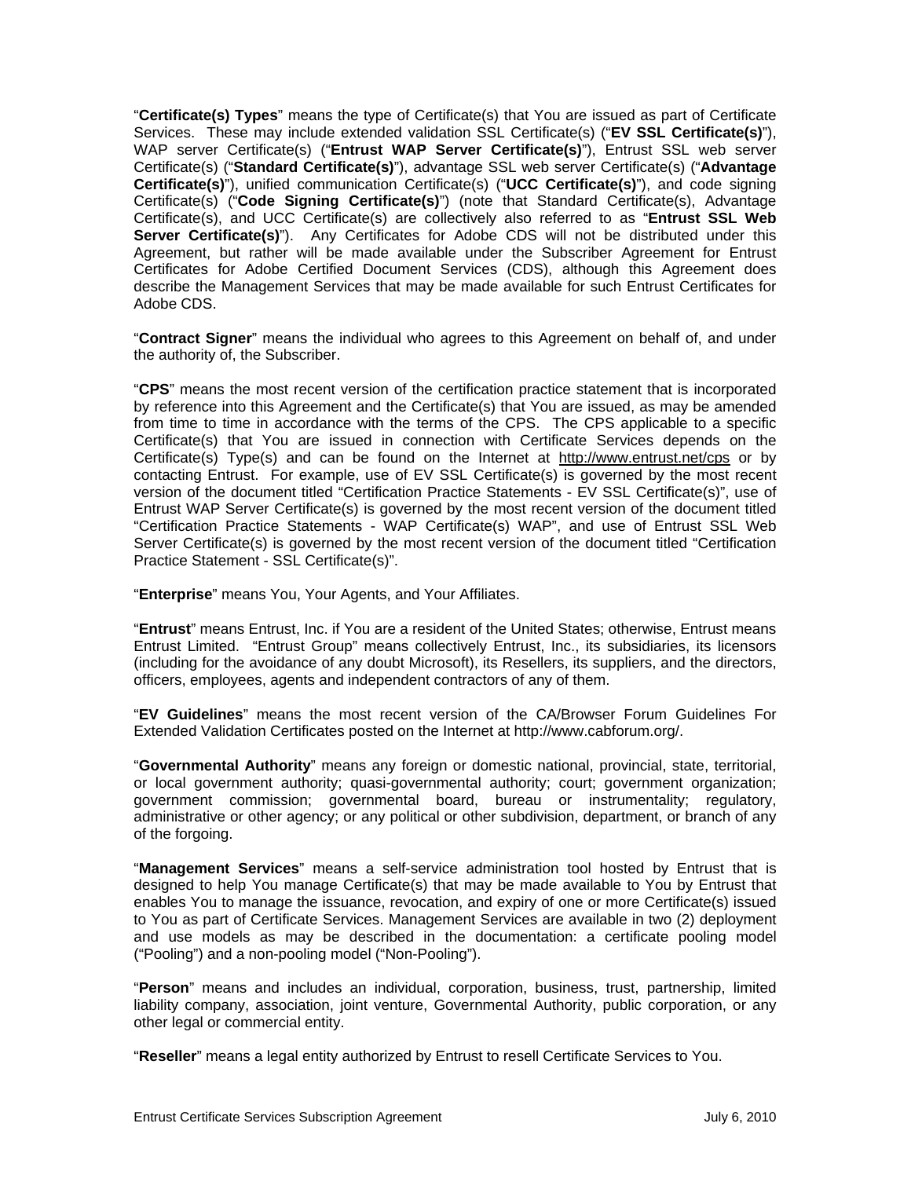"**Certificate(s) Types**" means the type of Certificate(s) that You are issued as part of Certificate Services. These may include extended validation SSL Certificate(s) ("**EV SSL Certificate(s)**"), WAP server Certificate(s) ("**Entrust WAP Server Certificate(s)**"), Entrust SSL web server Certificate(s) ("**Standard Certificate(s)**"), advantage SSL web server Certificate(s) ("**Advantage Certificate(s)**"), unified communication Certificate(s) ("**UCC Certificate(s)**"), and code signing Certificate(s) ("**Code Signing Certificate(s)**") (note that Standard Certificate(s), Advantage Certificate(s), and UCC Certificate(s) are collectively also referred to as "**Entrust SSL Web Server Certificate(s)**"). Any Certificates for Adobe CDS will not be distributed under this Agreement, but rather will be made available under the Subscriber Agreement for Entrust Certificates for Adobe Certified Document Services (CDS), although this Agreement does describe the Management Services that may be made available for such Entrust Certificates for Adobe CDS.

"**Contract Signer**" means the individual who agrees to this Agreement on behalf of, and under the authority of, the Subscriber.

"**CPS**" means the most recent version of the certification practice statement that is incorporated by reference into this Agreement and the Certificate(s) that You are issued, as may be amended from time to time in accordance with the terms of the CPS. The CPS applicable to a specific Certificate(s) that You are issued in connection with Certificate Services depends on the Certificate(s) Type(s) and can be found on the Internet at http://www.entrust.net/cps or by contacting Entrust. For example, use of EV SSL Certificate(s) is governed by the most recent version of the document titled "Certification Practice Statements - EV SSL Certificate(s)", use of Entrust WAP Server Certificate(s) is governed by the most recent version of the document titled "Certification Practice Statements - WAP Certificate(s) WAP", and use of Entrust SSL Web Server Certificate(s) is governed by the most recent version of the document titled "Certification Practice Statement - SSL Certificate(s)".

"**Enterprise**" means You, Your Agents, and Your Affiliates.

"**Entrust**" means Entrust, Inc. if You are a resident of the United States; otherwise, Entrust means Entrust Limited. "Entrust Group" means collectively Entrust, Inc., its subsidiaries, its licensors (including for the avoidance of any doubt Microsoft), its Resellers, its suppliers, and the directors, officers, employees, agents and independent contractors of any of them.

"**EV Guidelines**" means the most recent version of the CA/Browser Forum Guidelines For Extended Validation Certificates posted on the Internet at http://www.cabforum.org/.

"**Governmental Authority**" means any foreign or domestic national, provincial, state, territorial, or local government authority; quasi-governmental authority; court; government organization; government commission; governmental board, bureau or instrumentality; regulatory, administrative or other agency; or any political or other subdivision, department, or branch of any of the forgoing.

"**Management Services**" means a self-service administration tool hosted by Entrust that is designed to help You manage Certificate(s) that may be made available to You by Entrust that enables You to manage the issuance, revocation, and expiry of one or more Certificate(s) issued to You as part of Certificate Services. Management Services are available in two (2) deployment and use models as may be described in the documentation: a certificate pooling model ("Pooling") and a non-pooling model ("Non-Pooling").

"**Person**" means and includes an individual, corporation, business, trust, partnership, limited liability company, association, joint venture, Governmental Authority, public corporation, or any other legal or commercial entity.

"**Reseller**" means a legal entity authorized by Entrust to resell Certificate Services to You.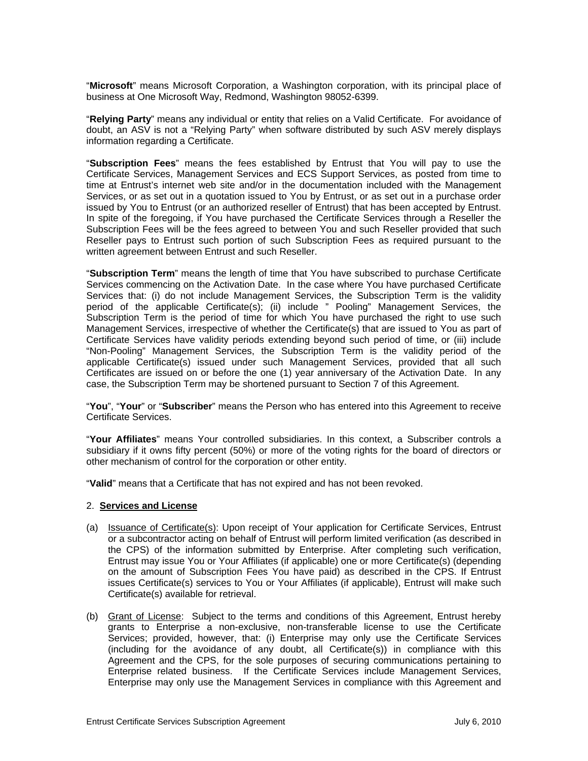"**Microsoft**" means Microsoft Corporation, a Washington corporation, with its principal place of business at One Microsoft Way, Redmond, Washington 98052-6399.

"**Relying Party**" means any individual or entity that relies on a Valid Certificate. For avoidance of doubt, an ASV is not a "Relying Party" when software distributed by such ASV merely displays information regarding a Certificate.

"**Subscription Fees**" means the fees established by Entrust that You will pay to use the Certificate Services, Management Services and ECS Support Services, as posted from time to time at Entrust's internet web site and/or in the documentation included with the Management Services, or as set out in a quotation issued to You by Entrust, or as set out in a purchase order issued by You to Entrust (or an authorized reseller of Entrust) that has been accepted by Entrust. In spite of the foregoing, if You have purchased the Certificate Services through a Reseller the Subscription Fees will be the fees agreed to between You and such Reseller provided that such Reseller pays to Entrust such portion of such Subscription Fees as required pursuant to the written agreement between Entrust and such Reseller.

"**Subscription Term**" means the length of time that You have subscribed to purchase Certificate Services commencing on the Activation Date. In the case where You have purchased Certificate Services that: (i) do not include Management Services, the Subscription Term is the validity period of the applicable Certificate(s); (ii) include " Pooling" Management Services, the Subscription Term is the period of time for which You have purchased the right to use such Management Services, irrespective of whether the Certificate(s) that are issued to You as part of Certificate Services have validity periods extending beyond such period of time, or (iii) include "Non-Pooling" Management Services, the Subscription Term is the validity period of the applicable Certificate(s) issued under such Management Services, provided that all such Certificates are issued on or before the one (1) year anniversary of the Activation Date. In any case, the Subscription Term may be shortened pursuant to Section 7 of this Agreement.

"**You**", "**Your**" or "**Subscriber**" means the Person who has entered into this Agreement to receive Certificate Services.

"**Your Affiliates**" means Your controlled subsidiaries. In this context, a Subscriber controls a subsidiary if it owns fifty percent (50%) or more of the voting rights for the board of directors or other mechanism of control for the corporation or other entity.

"**Valid**" means that a Certificate that has not expired and has not been revoked.

2. **Services and License**

(a) Issuance of Certificate(s): Upon receipt of Your application for Certificate Services, Entrust or a subcontractor acting on behalf of Entrust will perform limited verification (as described in the CPS) of the information submitted by Enterprise. After completing such verification, Entrust may issue You or Your Affiliates (if applicable) one or more Certificate(s) (depending on the amount of Subscription Fees You have paid) as described in the CPS. If Entrust issues Certificate(s) services to You or Your Affiliates (if applicable), Entrust will make such Certificate(s) available for retrieval.

(b) Grant of License: Subject to the terms and conditions of this Agreement, Entrust hereby grants to Enterprise a non-exclusive, non-transferable license to use the Certificate Services; provided, however, that: (i) Enterprise may only use the Certificate Services (including for the avoidance of any doubt, all Certificate(s)) in compliance with this Agreement and the CPS, for the sole purposes of securing communications pertaining to Enterprise related business. If the Certificate Services include Management Services, Enterprise may only use the Management Services in compliance with this Agreement and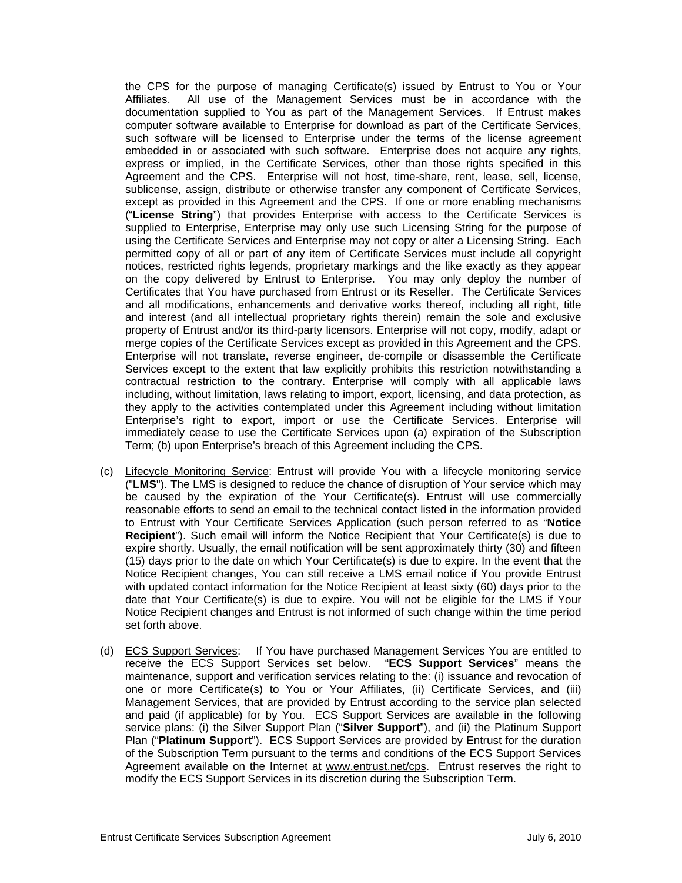the CPS for the purpose of managing Certificate(s) issued by Entrust to You or Your Affiliates. All use of the Management Services must be in accordance with the documentation supplied to You as part of the Management Services. If Entrust makes computer software available to Enterprise for download as part of the Certificate Services, such software will be licensed to Enterprise under the terms of the license agreement embedded in or associated with such software. Enterprise does not acquire any rights, express or implied, in the Certificate Services, other than those rights specified in this Agreement and the CPS. Enterprise will not host, time-share, rent, lease, sell, license, sublicense, assign, distribute or otherwise transfer any component of Certificate Services, except as provided in this Agreement and the CPS. If one or more enabling mechanisms ("**License String**") that provides Enterprise with access to the Certificate Services is supplied to Enterprise, Enterprise may only use such Licensing String for the purpose of using the Certificate Services and Enterprise may not copy or alter a Licensing String. Each permitted copy of all or part of any item of Certificate Services must include all copyright notices, restricted rights legends, proprietary markings and the like exactly as they appear on the copy delivered by Entrust to Enterprise. You may only deploy the number of Certificates that You have purchased from Entrust or its Reseller. The Certificate Services and all modifications, enhancements and derivative works thereof, including all right, title and interest (and all intellectual proprietary rights therein) remain the sole and exclusive property of Entrust and/or its third-party licensors. Enterprise will not copy, modify, adapt or merge copies of the Certificate Services except as provided in this Agreement and the CPS. Enterprise will not translate, reverse engineer, de-compile or disassemble the Certificate Services except to the extent that law explicitly prohibits this restriction notwithstanding a contractual restriction to the contrary. Enterprise will comply with all applicable laws including, without limitation, laws relating to import, export, licensing, and data protection, as they apply to the activities contemplated under this Agreement including without limitation Enterprise's right to export, import or use the Certificate Services. Enterprise will immediately cease to use the Certificate Services upon (a) expiration of the Subscription Term; (b) upon Enterprise's breach of this Agreement including the CPS.

(c) Lifecycle Monitoring Service: Entrust will provide You with a lifecycle monitoring service ("**LMS**"). The LMS is designed to reduce the chance of disruption of Your service which may be caused by the expiration of the Your Certificate(s). Entrust will use commercially reasonable efforts to send an email to the technical contact listed in the information provided to Entrust with Your Certificate Services Application (such person referred to as "**Notice Recipient**"). Such email will inform the Notice Recipient that Your Certificate(s) is due to expire shortly. Usually, the email notification will be sent approximately thirty (30) and fifteen (15) days prior to the date on which Your Certificate(s) is due to expire. In the event that the Notice Recipient changes, You can still receive a LMS email notice if You provide Entrust with updated contact information for the Notice Recipient at least sixty (60) days prior to the date that Your Certificate(s) is due to expire. You will not be eligible for the LMS if Your Notice Recipient changes and Entrust is not informed of such change within the time period set forth above.

(d) ECS Support Services: If You have purchased Management Services You are entitled to receive the ECS Support Services set below. "**ECS Support Services**" means the maintenance, support and verification services relating to the: (i) issuance and revocation of one or more Certificate(s) to You or Your Affiliates, (ii) Certificate Services, and (iii) Management Services, that are provided by Entrust according to the service plan selected and paid (if applicable) for by You. ECS Support Services are available in the following service plans: (i) the Silver Support Plan ("**Silver Support**"), and (ii) the Platinum Support Plan ("**Platinum Support**"). ECS Support Services are provided by Entrust for the duration of the Subscription Term pursuant to the terms and conditions of the ECS Support Services Agreement available on the Internet at www.entrust.net/cps. Entrust reserves the right to modify the ECS Support Services in its discretion during the Subscription Term.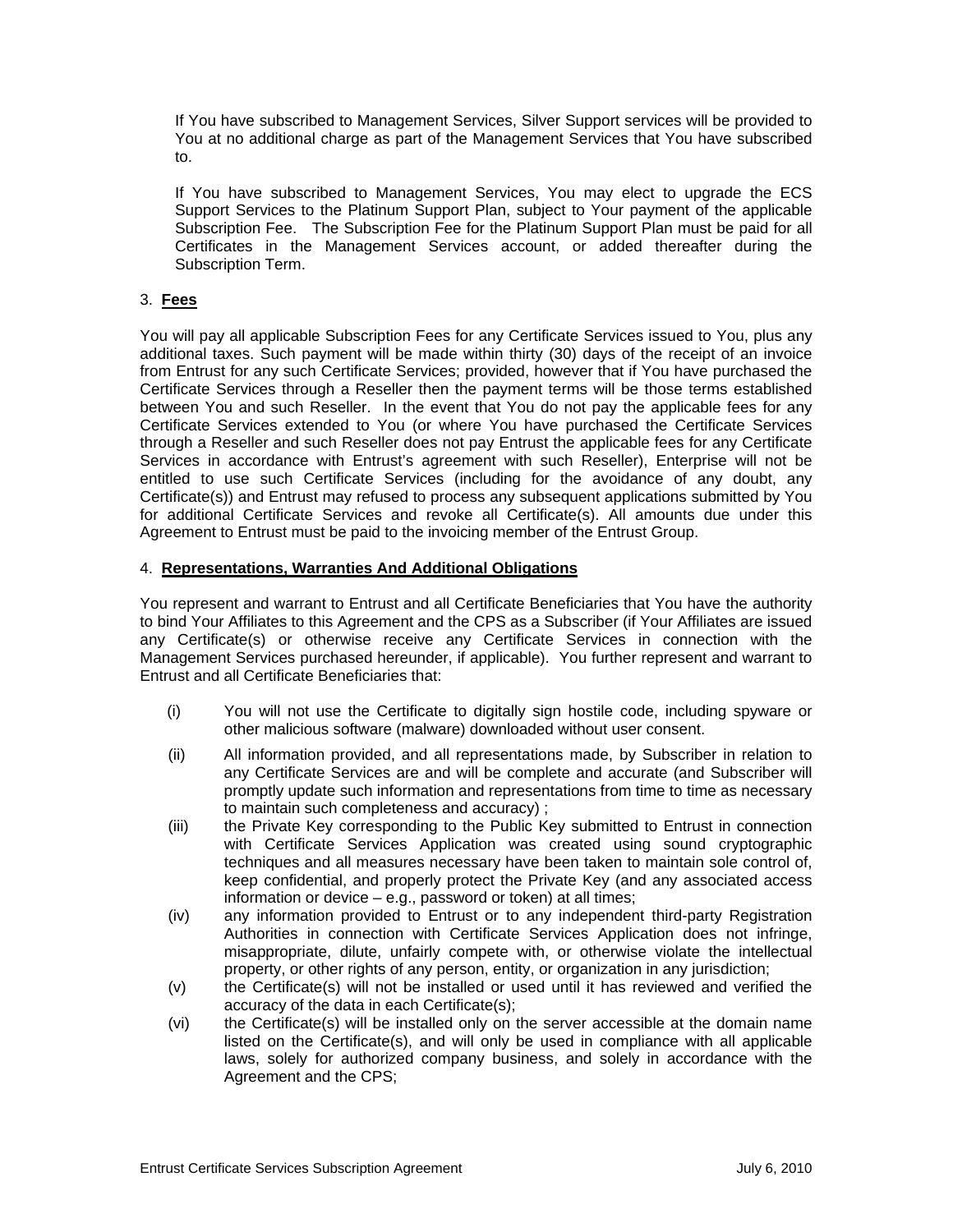If You have subscribed to Management Services, Silver Support services will be provided to You at no additional charge as part of the Management Services that You have subscribed to.

If You have subscribed to Management Services, You may elect to upgrade the ECS Support Services to the Platinum Support Plan, subject to Your payment of the applicable Subscription Fee. The Subscription Fee for the Platinum Support Plan must be paid for all Certificates in the Management Services account, or added thereafter during the Subscription Term.

3. **Fees**

You will pay all applicable Subscription Fees for any Certificate Services issued to You, plus any additional taxes. Such payment will be made within thirty (30) days of the receipt of an invoice from Entrust for any such Certificate Services; provided, however that if You have purchased the Certificate Services through a Reseller then the payment terms will be those terms established between You and such Reseller. In the event that You do not pay the applicable fees for any Certificate Services extended to You (or where You have purchased the Certificate Services through a Reseller and such Reseller does not pay Entrust the applicable fees for any Certificate Services in accordance with Entrust's agreement with such Reseller), Enterprise will not be entitled to use such Certificate Services (including for the avoidance of any doubt, any Certificate(s)) and Entrust may refused to process any subsequent applications submitted by You for additional Certificate Services and revoke all Certificate(s). All amounts due under this Agreement to Entrust must be paid to the invoicing member of the Entrust Group.

4. **Representations, Warranties And Additional Obligations**

You represent and warrant to Entrust and all Certificate Beneficiaries that You have the authority to bind Your Affiliates to this Agreement and the CPS as a Subscriber (if Your Affiliates are issued any Certificate(s) or otherwise receive any Certificate Services in connection with the Management Services purchased hereunder, if applicable). You further represent and warrant to Entrust and all Certificate Beneficiaries that:

(i) You will not use the Certificate to digitally sign hostile code, including spyware or other malicious software (malware) downloaded without user consent.

(ii) All information provided, and all representations made, by Subscriber in relation to any Certificate Services are and will be complete and accurate (and Subscriber will promptly update such information and representations from time to time as necessary to maintain such completeness and accuracy) ;

(iii) the Private Key corresponding to the Public Key submitted to Entrust in connection with Certificate Services Application was created using sound cryptographic techniques and all measures necessary have been taken to maintain sole control of, keep confidential, and properly protect the Private Key (and any associated access information or device – e.g., password or token) at all times;

(iv) any information provided to Entrust or to any independent third-party Registration Authorities in connection with Certificate Services Application does not infringe, misappropriate, dilute, unfairly compete with, or otherwise violate the intellectual property, or other rights of any person, entity, or organization in any jurisdiction;

(v) the Certificate(s) will not be installed or used until it has reviewed and verified the accuracy of the data in each Certificate(s);

(vi) the Certificate(s) will be installed only on the server accessible at the domain name listed on the Certificate(s), and will only be used in compliance with all applicable laws, solely for authorized company business, and solely in accordance with the Agreement and the CPS;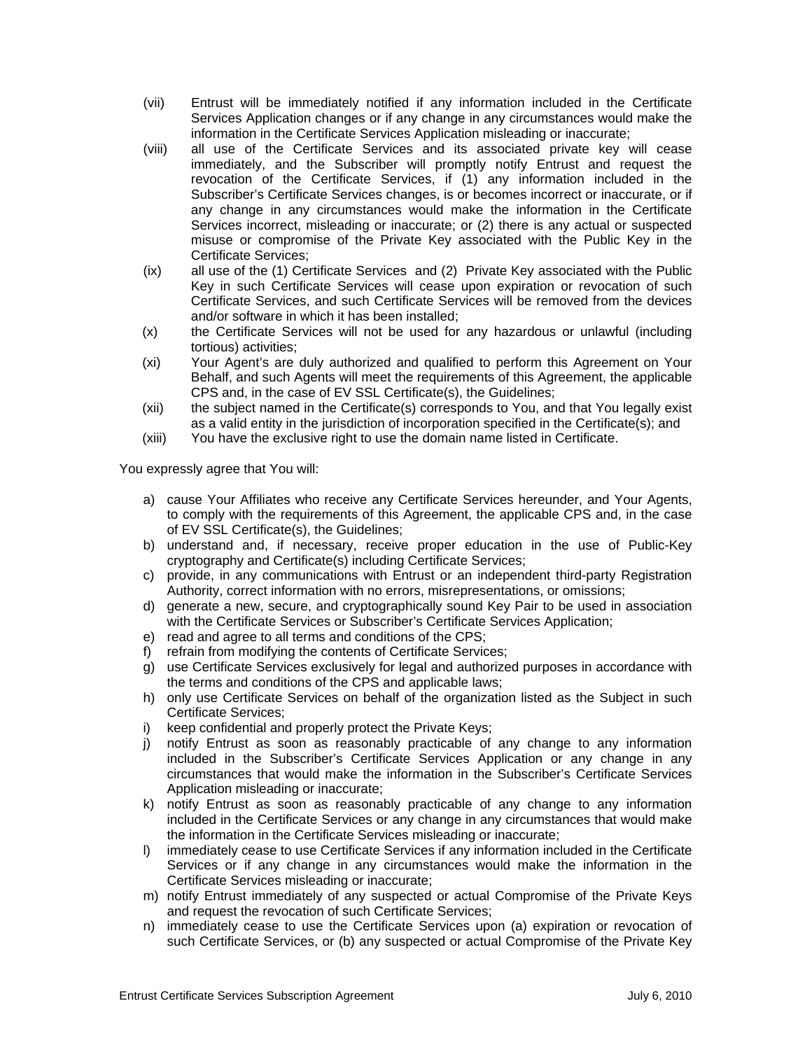(vii) Entrust will be immediately notified if any information included in the Certificate Services Application changes or if any change in any circumstances would make the information in the Certificate Services Application misleading or inaccurate;

(viii) all use of the Certificate Services and its associated private key will cease immediately, and the Subscriber will promptly notify Entrust and request the revocation of the Certificate Services, if (1) any information included in the Subscriber's Certificate Services changes, is or becomes incorrect or inaccurate, or if any change in any circumstances would make the information in the Certificate Services incorrect, misleading or inaccurate; or (2) there is any actual or suspected misuse or compromise of the Private Key associated with the Public Key in the Certificate Services;

(ix) all use of the (1) Certificate Services and (2) Private Key associated with the Public Key in such Certificate Services will cease upon expiration or revocation of such Certificate Services, and such Certificate Services will be removed from the devices and/or software in which it has been installed;

(x) the Certificate Services will not be used for any hazardous or unlawful (including tortious) activities;

(xi) Your Agent's are duly authorized and qualified to perform this Agreement on Your Behalf, and such Agents will meet the requirements of this Agreement, the applicable CPS and, in the case of EV SSL Certificate(s), the Guidelines;

(xii) the subject named in the Certificate(s) corresponds to You, and that You legally exist as a valid entity in the jurisdiction of incorporation specified in the Certificate(s); and

(xiii) You have the exclusive right to use the domain name listed in Certificate.

You expressly agree that You will:

a) cause Your Affiliates who receive any Certificate Services hereunder, and Your Agents, to comply with the requirements of this Agreement, the applicable CPS and, in the case of EV SSL Certificate(s), the Guidelines;
b) understand and, if necessary, receive proper education in the use of Public-Key cryptography and Certificate(s) including Certificate Services;
c) provide, in any communications with Entrust or an independent third-party Registration Authority, correct information with no errors, misrepresentations, or omissions;
d) generate a new, secure, and cryptographically sound Key Pair to be used in association with the Certificate Services or Subscriber's Certificate Services Application;
e) read and agree to all terms and conditions of the CPS;
f) refrain from modifying the contents of Certificate Services;
g) use Certificate Services exclusively for legal and authorized purposes in accordance with the terms and conditions of the CPS and applicable laws;
h) only use Certificate Services on behalf of the organization listed as the Subject in such Certificate Services;
i) keep confidential and properly protect the Private Keys;
j) notify Entrust as soon as reasonably practicable of any change to any information included in the Subscriber's Certificate Services Application or any change in any circumstances that would make the information in the Subscriber's Certificate Services Application misleading or inaccurate;
k) notify Entrust as soon as reasonably practicable of any change to any information included in the Certificate Services or any change in any circumstances that would make the information in the Certificate Services misleading or inaccurate;
l) immediately cease to use Certificate Services if any information included in the Certificate Services or if any change in any circumstances would make the information in the Certificate Services misleading or inaccurate;
m) notify Entrust immediately of any suspected or actual Compromise of the Private Keys and request the revocation of such Certificate Services;
n) immediately cease to use the Certificate Services upon (a) expiration or revocation of such Certificate Services, or (b) any suspected or actual Compromise of the Private Key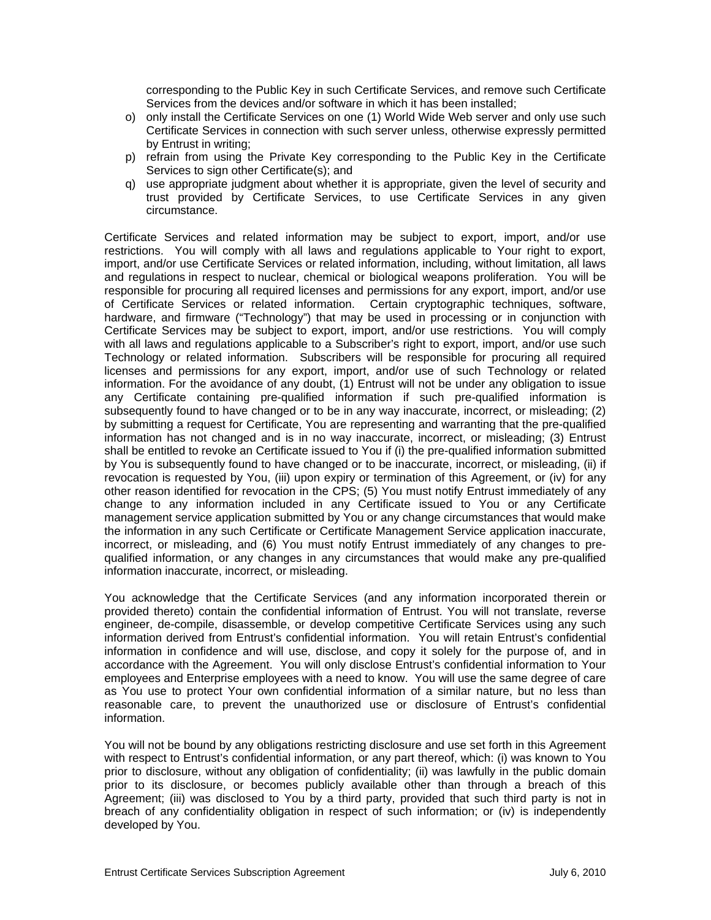corresponding to the Public Key in such Certificate Services, and remove such Certificate Services from the devices and/or software in which it has been installed;

o) only install the Certificate Services on one (1) World Wide Web server and only use such Certificate Services in connection with such server unless, otherwise expressly permitted by Entrust in writing;
p) refrain from using the Private Key corresponding to the Public Key in the Certificate Services to sign other Certificate(s); and
q) use appropriate judgment about whether it is appropriate, given the level of security and trust provided by Certificate Services, to use Certificate Services in any given circumstance.

Certificate Services and related information may be subject to export, import, and/or use restrictions. You will comply with all laws and regulations applicable to Your right to export, import, and/or use Certificate Services or related information, including, without limitation, all laws and regulations in respect to nuclear, chemical or biological weapons proliferation. You will be responsible for procuring all required licenses and permissions for any export, import, and/or use of Certificate Services or related information. Certain cryptographic techniques, software, hardware, and firmware ("Technology") that may be used in processing or in conjunction with Certificate Services may be subject to export, import, and/or use restrictions. You will comply with all laws and regulations applicable to a Subscriber's right to export, import, and/or use such Technology or related information. Subscribers will be responsible for procuring all required licenses and permissions for any export, import, and/or use of such Technology or related information. For the avoidance of any doubt, (1) Entrust will not be under any obligation to issue any Certificate containing pre-qualified information if such pre-qualified information is subsequently found to have changed or to be in any way inaccurate, incorrect, or misleading; (2) by submitting a request for Certificate, You are representing and warranting that the pre-qualified information has not changed and is in no way inaccurate, incorrect, or misleading; (3) Entrust shall be entitled to revoke an Certificate issued to You if (i) the pre-qualified information submitted by You is subsequently found to have changed or to be inaccurate, incorrect, or misleading, (ii) if revocation is requested by You, (iii) upon expiry or termination of this Agreement, or (iv) for any other reason identified for revocation in the CPS; (5) You must notify Entrust immediately of any change to any information included in any Certificate issued to You or any Certificate management service application submitted by You or any change circumstances that would make the information in any such Certificate or Certificate Management Service application inaccurate, incorrect, or misleading, and (6) You must notify Entrust immediately of any changes to pre-qualified information, or any changes in any circumstances that would make any pre-qualified information inaccurate, incorrect, or misleading.

You acknowledge that the Certificate Services (and any information incorporated therein or provided thereto) contain the confidential information of Entrust. You will not translate, reverse engineer, de-compile, disassemble, or develop competitive Certificate Services using any such information derived from Entrust's confidential information. You will retain Entrust's confidential information in confidence and will use, disclose, and copy it solely for the purpose of, and in accordance with the Agreement. You will only disclose Entrust's confidential information to Your employees and Enterprise employees with a need to know. You will use the same degree of care as You use to protect Your own confidential information of a similar nature, but no less than reasonable care, to prevent the unauthorized use or disclosure of Entrust's confidential information.

You will not be bound by any obligations restricting disclosure and use set forth in this Agreement with respect to Entrust's confidential information, or any part thereof, which: (i) was known to You prior to disclosure, without any obligation of confidentiality; (ii) was lawfully in the public domain prior to its disclosure, or becomes publicly available other than through a breach of this Agreement; (iii) was disclosed to You by a third party, provided that such third party is not in breach of any confidentiality obligation in respect of such information; or (iv) is independently developed by You.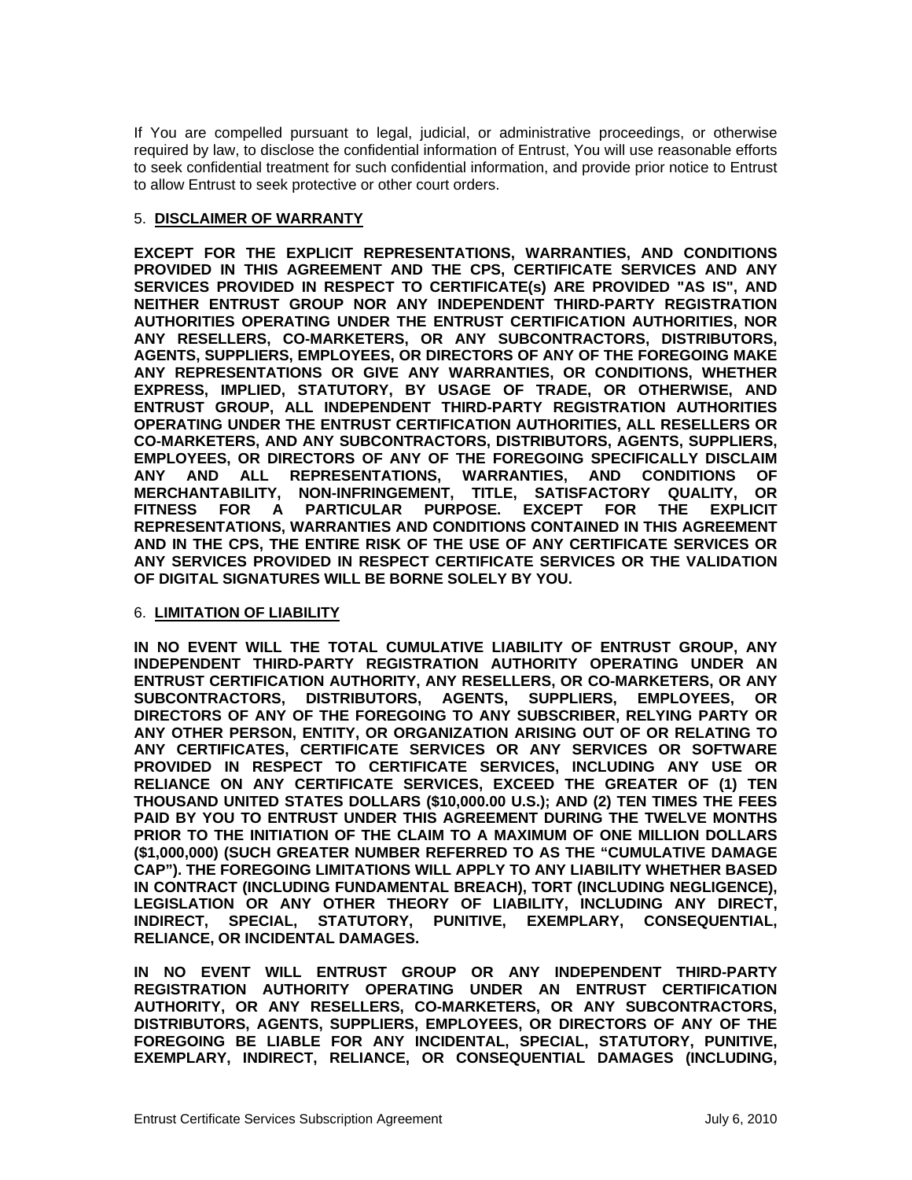If You are compelled pursuant to legal, judicial, or administrative proceedings, or otherwise required by law, to disclose the confidential information of Entrust, You will use reasonable efforts to seek confidential treatment for such confidential information, and provide prior notice to Entrust to allow Entrust to seek protective or other court orders.

## 5. DISCLAIMER OF WARRANTY

**EXCEPT FOR THE EXPLICIT REPRESENTATIONS, WARRANTIES, AND CONDITIONS PROVIDED IN THIS AGREEMENT AND THE CPS, CERTIFICATE SERVICES AND ANY SERVICES PROVIDED IN RESPECT TO CERTIFICATE(s) ARE PROVIDED "AS IS", AND NEITHER ENTRUST GROUP NOR ANY INDEPENDENT THIRD-PARTY REGISTRATION AUTHORITIES OPERATING UNDER THE ENTRUST CERTIFICATION AUTHORITIES, NOR ANY RESELLERS, CO-MARKETERS, OR ANY SUBCONTRACTORS, DISTRIBUTORS, AGENTS, SUPPLIERS, EMPLOYEES, OR DIRECTORS OF ANY OF THE FOREGOING MAKE ANY REPRESENTATIONS OR GIVE ANY WARRANTIES, OR CONDITIONS, WHETHER EXPRESS, IMPLIED, STATUTORY, BY USAGE OF TRADE, OR OTHERWISE, AND ENTRUST GROUP, ALL INDEPENDENT THIRD-PARTY REGISTRATION AUTHORITIES OPERATING UNDER THE ENTRUST CERTIFICATION AUTHORITIES, ALL RESELLERS OR CO-MARKETERS, AND ANY SUBCONTRACTORS, DISTRIBUTORS, AGENTS, SUPPLIERS, EMPLOYEES, OR DIRECTORS OF ANY OF THE FOREGOING SPECIFICALLY DISCLAIM ANY AND ALL REPRESENTATIONS, WARRANTIES, AND CONDITIONS OF MERCHANTABILITY, NON-INFRINGEMENT, TITLE, SATISFACTORY QUALITY, OR FITNESS FOR A PARTICULAR PURPOSE. EXCEPT FOR THE EXPLICIT REPRESENTATIONS, WARRANTIES AND CONDITIONS CONTAINED IN THIS AGREEMENT AND IN THE CPS, THE ENTIRE RISK OF THE USE OF ANY CERTIFICATE SERVICES OR ANY SERVICES PROVIDED IN RESPECT CERTIFICATE SERVICES OR THE VALIDATION OF DIGITAL SIGNATURES WILL BE BORNE SOLELY BY YOU.**

## 6. LIMITATION OF LIABILITY

**IN NO EVENT WILL THE TOTAL CUMULATIVE LIABILITY OF ENTRUST GROUP, ANY INDEPENDENT THIRD-PARTY REGISTRATION AUTHORITY OPERATING UNDER AN ENTRUST CERTIFICATION AUTHORITY, ANY RESELLERS, OR CO-MARKETERS, OR ANY SUBCONTRACTORS, DISTRIBUTORS, AGENTS, SUPPLIERS, EMPLOYEES, OR DIRECTORS OF ANY OF THE FOREGOING TO ANY SUBSCRIBER, RELYING PARTY OR ANY OTHER PERSON, ENTITY, OR ORGANIZATION ARISING OUT OF OR RELATING TO ANY CERTIFICATES, CERTIFICATE SERVICES OR ANY SERVICES OR SOFTWARE PROVIDED IN RESPECT TO CERTIFICATE SERVICES, INCLUDING ANY USE OR RELIANCE ON ANY CERTIFICATE SERVICES, EXCEED THE GREATER OF (1) TEN THOUSAND UNITED STATES DOLLARS ($10,000.00 U.S.); AND (2) TEN TIMES THE FEES PAID BY YOU TO ENTRUST UNDER THIS AGREEMENT DURING THE TWELVE MONTHS PRIOR TO THE INITIATION OF THE CLAIM TO A MAXIMUM OF ONE MILLION DOLLARS ($1,000,000) (SUCH GREATER NUMBER REFERRED TO AS THE "CUMULATIVE DAMAGE CAP"). THE FOREGOING LIMITATIONS WILL APPLY TO ANY LIABILITY WHETHER BASED IN CONTRACT (INCLUDING FUNDAMENTAL BREACH), TORT (INCLUDING NEGLIGENCE), LEGISLATION OR ANY OTHER THEORY OF LIABILITY, INCLUDING ANY DIRECT, INDIRECT, SPECIAL, STATUTORY, PUNITIVE, EXEMPLARY, CONSEQUENTIAL, RELIANCE, OR INCIDENTAL DAMAGES.**

**IN NO EVENT WILL ENTRUST GROUP OR ANY INDEPENDENT THIRD-PARTY REGISTRATION AUTHORITY OPERATING UNDER AN ENTRUST CERTIFICATION AUTHORITY, OR ANY RESELLERS, CO-MARKETERS, OR ANY SUBCONTRACTORS, DISTRIBUTORS, AGENTS, SUPPLIERS, EMPLOYEES, OR DIRECTORS OF ANY OF THE FOREGOING BE LIABLE FOR ANY INCIDENTAL, SPECIAL, STATUTORY, PUNITIVE, EXEMPLARY, INDIRECT, RELIANCE, OR CONSEQUENTIAL DAMAGES (INCLUDING,**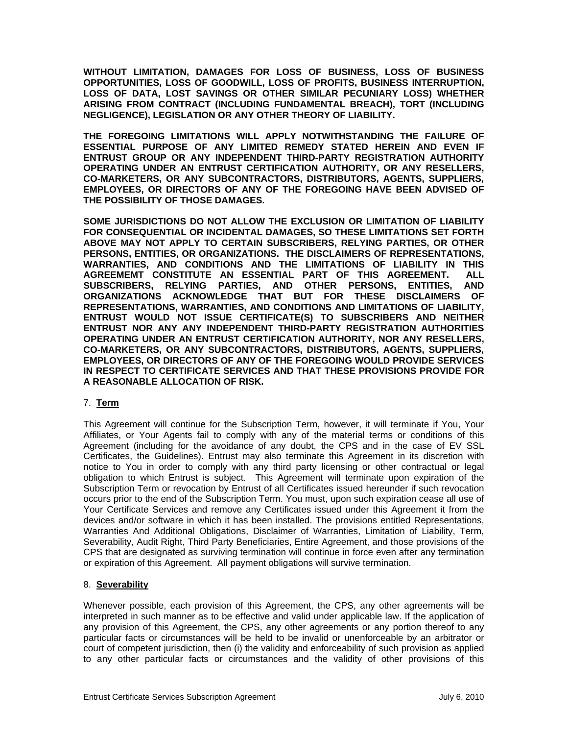**WITHOUT LIMITATION, DAMAGES FOR LOSS OF BUSINESS, LOSS OF BUSINESS OPPORTUNITIES, LOSS OF GOODWILL, LOSS OF PROFITS, BUSINESS INTERRUPTION, LOSS OF DATA, LOST SAVINGS OR OTHER SIMILAR PECUNIARY LOSS) WHETHER ARISING FROM CONTRACT (INCLUDING FUNDAMENTAL BREACH), TORT (INCLUDING NEGLIGENCE), LEGISLATION OR ANY OTHER THEORY OF LIABILITY.**

**THE FOREGOING LIMITATIONS WILL APPLY NOTWITHSTANDING THE FAILURE OF ESSENTIAL PURPOSE OF ANY LIMITED REMEDY STATED HEREIN AND EVEN IF ENTRUST GROUP OR ANY INDEPENDENT THIRD-PARTY REGISTRATION AUTHORITY OPERATING UNDER AN ENTRUST CERTIFICATION AUTHORITY, OR ANY RESELLERS, CO-MARKETERS, OR ANY SUBCONTRACTORS, DISTRIBUTORS, AGENTS, SUPPLIERS, EMPLOYEES, OR DIRECTORS OF ANY OF THE FOREGOING HAVE BEEN ADVISED OF THE POSSIBILITY OF THOSE DAMAGES.**

**SOME JURISDICTIONS DO NOT ALLOW THE EXCLUSION OR LIMITATION OF LIABILITY FOR CONSEQUENTIAL OR INCIDENTAL DAMAGES, SO THESE LIMITATIONS SET FORTH ABOVE MAY NOT APPLY TO CERTAIN SUBSCRIBERS, RELYING PARTIES, OR OTHER PERSONS, ENTITIES, OR ORGANIZATIONS. THE DISCLAIMERS OF REPRESENTATIONS, WARRANTIES, AND CONDITIONS AND THE LIMITATIONS OF LIABILITY IN THIS AGREEMEMT CONSTITUTE AN ESSENTIAL PART OF THIS AGREEMENT. ALL SUBSCRIBERS, RELYING PARTIES, AND OTHER PERSONS, ENTITIES, AND ORGANIZATIONS ACKNOWLEDGE THAT BUT FOR THESE DISCLAIMERS OF REPRESENTATIONS, WARRANTIES, AND CONDITIONS AND LIMITATIONS OF LIABILITY, ENTRUST WOULD NOT ISSUE CERTIFICATE(S) TO SUBSCRIBERS AND NEITHER ENTRUST NOR ANY ANY INDEPENDENT THIRD-PARTY REGISTRATION AUTHORITIES OPERATING UNDER AN ENTRUST CERTIFICATION AUTHORITY, NOR ANY RESELLERS, CO-MARKETERS, OR ANY SUBCONTRACTORS, DISTRIBUTORS, AGENTS, SUPPLIERS, EMPLOYEES, OR DIRECTORS OF ANY OF THE FOREGOING WOULD PROVIDE SERVICES IN RESPECT TO CERTIFICATE SERVICES AND THAT THESE PROVISIONS PROVIDE FOR A REASONABLE ALLOCATION OF RISK.**

## 7. Term

This Agreement will continue for the Subscription Term, however, it will terminate if You, Your Affiliates, or Your Agents fail to comply with any of the material terms or conditions of this Agreement (including for the avoidance of any doubt, the CPS and in the case of EV SSL Certificates, the Guidelines). Entrust may also terminate this Agreement in its discretion with notice to You in order to comply with any third party licensing or other contractual or legal obligation to which Entrust is subject. This Agreement will terminate upon expiration of the Subscription Term or revocation by Entrust of all Certificates issued hereunder if such revocation occurs prior to the end of the Subscription Term. You must, upon such expiration cease all use of Your Certificate Services and remove any Certificates issued under this Agreement it from the devices and/or software in which it has been installed. The provisions entitled Representations, Warranties And Additional Obligations, Disclaimer of Warranties, Limitation of Liability, Term, Severability, Audit Right, Third Party Beneficiaries, Entire Agreement, and those provisions of the CPS that are designated as surviving termination will continue in force even after any termination or expiration of this Agreement. All payment obligations will survive termination.

## 8. Severability

Whenever possible, each provision of this Agreement, the CPS, any other agreements will be interpreted in such manner as to be effective and valid under applicable law. If the application of any provision of this Agreement, the CPS, any other agreements or any portion thereof to any particular facts or circumstances will be held to be invalid or unenforceable by an arbitrator or court of competent jurisdiction, then (i) the validity and enforceability of such provision as applied to any other particular facts or circumstances and the validity of other provisions of this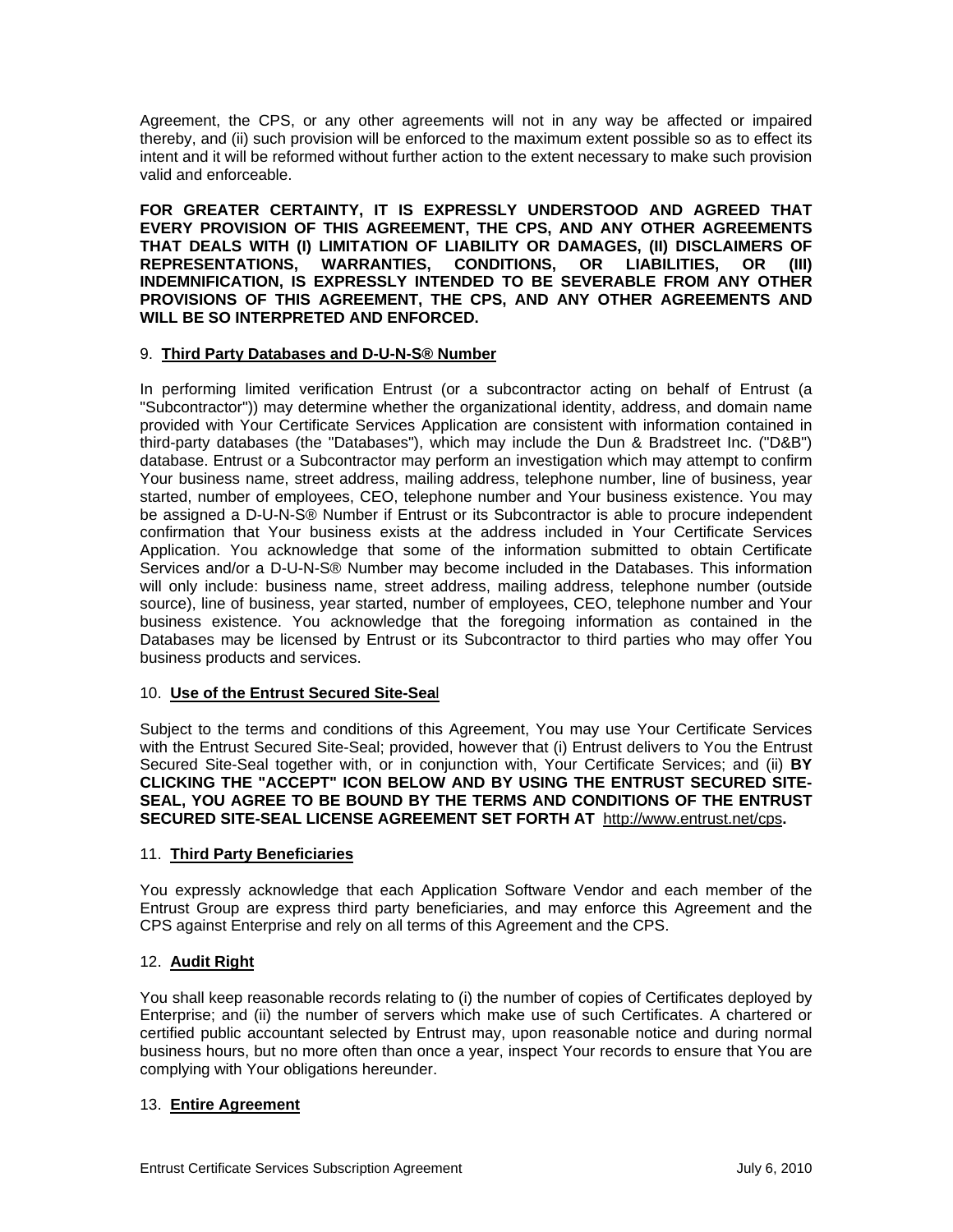Agreement, the CPS, or any other agreements will not in any way be affected or impaired thereby, and (ii) such provision will be enforced to the maximum extent possible so as to effect its intent and it will be reformed without further action to the extent necessary to make such provision valid and enforceable.

**FOR GREATER CERTAINTY, IT IS EXPRESSLY UNDERSTOOD AND AGREED THAT EVERY PROVISION OF THIS AGREEMENT, THE CPS, AND ANY OTHER AGREEMENTS THAT DEALS WITH (I) LIMITATION OF LIABILITY OR DAMAGES, (II) DISCLAIMERS OF REPRESENTATIONS, WARRANTIES, CONDITIONS, OR LIABILITIES, OR (III) INDEMNIFICATION, IS EXPRESSLY INTENDED TO BE SEVERABLE FROM ANY OTHER PROVISIONS OF THIS AGREEMENT, THE CPS, AND ANY OTHER AGREEMENTS AND WILL BE SO INTERPRETED AND ENFORCED.**

## 9. Third Party Databases and D-U-N-S® Number

In performing limited verification Entrust (or a subcontractor acting on behalf of Entrust (a "Subcontractor")) may determine whether the organizational identity, address, and domain name provided with Your Certificate Services Application are consistent with information contained in third-party databases (the "Databases"), which may include the Dun & Bradstreet Inc. ("D&B") database. Entrust or a Subcontractor may perform an investigation which may attempt to confirm Your business name, street address, mailing address, telephone number, line of business, year started, number of employees, CEO, telephone number and Your business existence. You may be assigned a D-U-N-S® Number if Entrust or its Subcontractor is able to procure independent confirmation that Your business exists at the address included in Your Certificate Services Application. You acknowledge that some of the information submitted to obtain Certificate Services and/or a D-U-N-S® Number may become included in the Databases. This information will only include: business name, street address, mailing address, telephone number (outside source), line of business, year started, number of employees, CEO, telephone number and Your business existence. You acknowledge that the foregoing information as contained in the Databases may be licensed by Entrust or its Subcontractor to third parties who may offer You business products and services.

## 10. Use of the Entrust Secured Site-Seal

Subject to the terms and conditions of this Agreement, You may use Your Certificate Services with the Entrust Secured Site-Seal; provided, however that (i) Entrust delivers to You the Entrust Secured Site-Seal together with, or in conjunction with, Your Certificate Services; and (ii) **BY CLICKING THE "ACCEPT" ICON BELOW AND BY USING THE ENTRUST SECURED SITE-SEAL, YOU AGREE TO BE BOUND BY THE TERMS AND CONDITIONS OF THE ENTRUST SECURED SITE-SEAL LICENSE AGREEMENT SET FORTH AT** http://www.entrust.net/cps**.**

## 11. Third Party Beneficiaries

You expressly acknowledge that each Application Software Vendor and each member of the Entrust Group are express third party beneficiaries, and may enforce this Agreement and the CPS against Enterprise and rely on all terms of this Agreement and the CPS.

## 12. Audit Right

You shall keep reasonable records relating to (i) the number of copies of Certificates deployed by Enterprise; and (ii) the number of servers which make use of such Certificates. A chartered or certified public accountant selected by Entrust may, upon reasonable notice and during normal business hours, but no more often than once a year, inspect Your records to ensure that You are complying with Your obligations hereunder.

## 13. Entire Agreement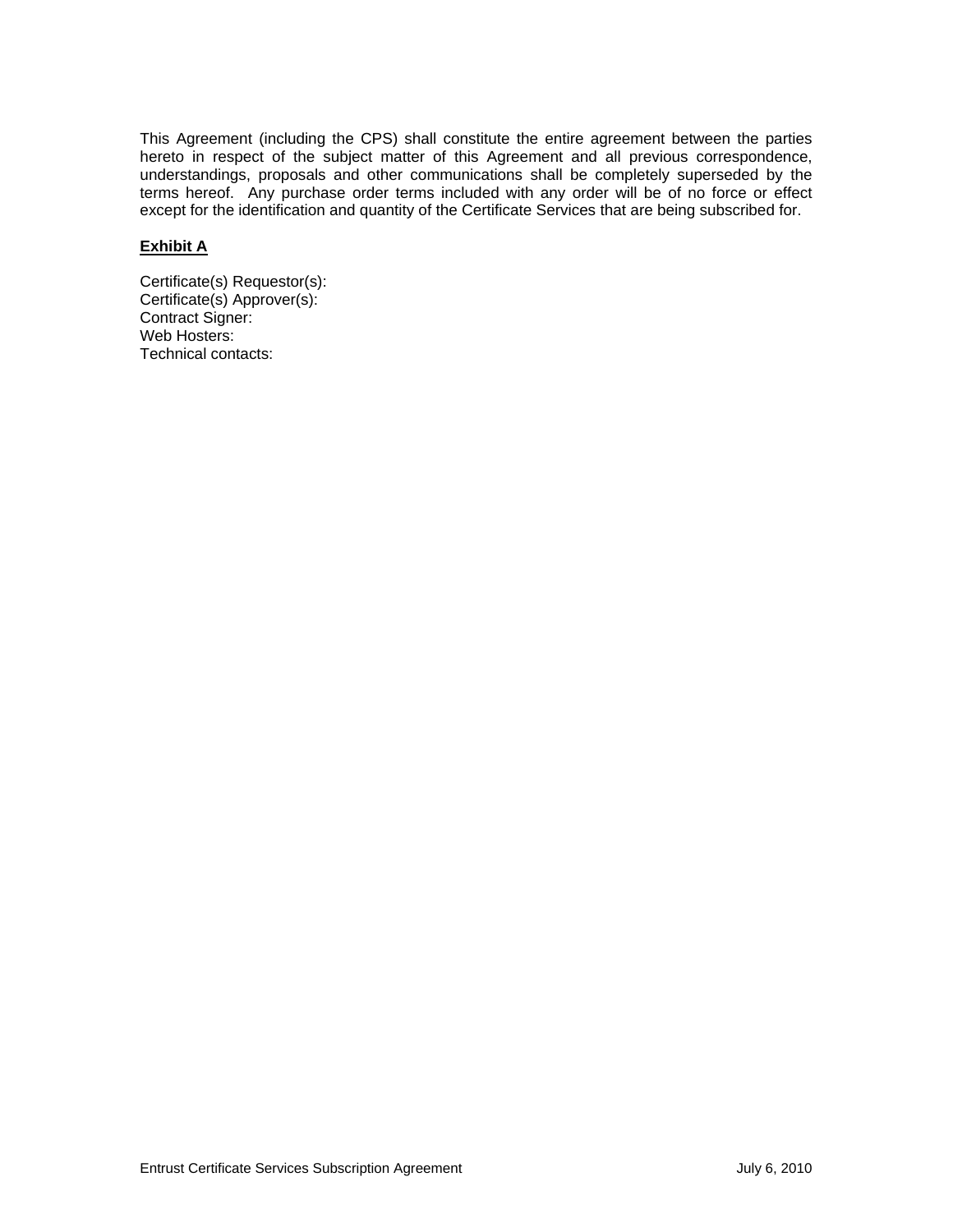This Agreement (including the CPS) shall constitute the entire agreement between the parties hereto in respect of the subject matter of this Agreement and all previous correspondence, understandings, proposals and other communications shall be completely superseded by the terms hereof. Any purchase order terms included with any order will be of no force or effect except for the identification and quantity of the Certificate Services that are being subscribed for.

**Exhibit A**

Certificate(s) Requestor(s):
Certificate(s) Approver(s):
Contract Signer:
Web Hosters:
Technical contacts: